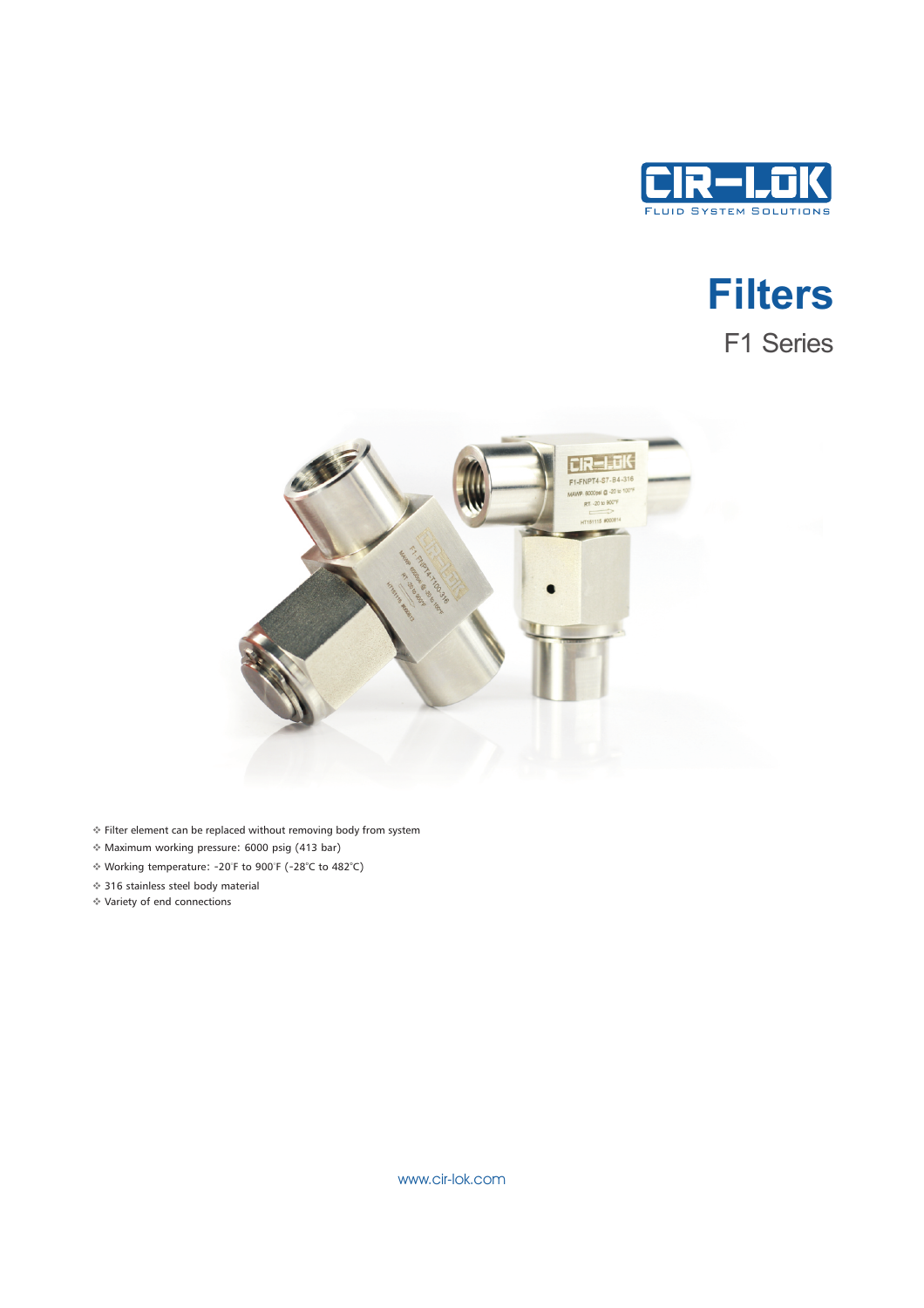CIR-LOK
FLUID SYSTEM SOLUTIONS

# Filters

## F1 Series

- Filter element can be replaced without removing body from system
- Maximum working pressure: 6000 psig (413 bar)
- Working temperature: -20°F to 900°F (-28°C to 482°C)
- 316 stainless steel body material
- Variety of end connections

www.cir-lok.com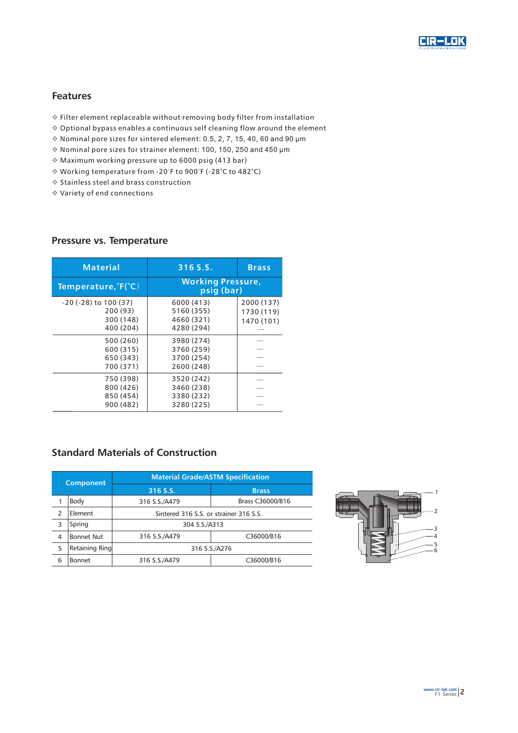## Features

- Filter element replaceable without removing body filter from installation
- Optional bypass enables a continuous self cleaning flow around the element
- Nominal pore sizes for sintered element: 0.5, 2, 7, 15, 40, 60 and 90 μm
- Nominal pore sizes for strainer element: 100, 150, 250 and 450 μm
- Maximum working pressure up to 6000 psig (413 bar)
- Working temperature from -20°F to 900°F (-28°C to 482°C)
- Stainless steel and brass construction
- Variety of end connections

## Pressure vs. Temperature

| Material | 316 S.S. | Brass |
|---|---|---|
| Temperature, °F(°C) | Working Pressure, psig (bar) | |
| -20 (-28) to 100 (37) | 6000 (413) | 2000 (137) |
| 200 (93) | 5160 (355) | 1730 (119) |
| 300 (148) | 4660 (321) | 1470 (101) |
| 400 (204) | 4280 (294) | — |
| 500 (260) | 3980 (274) | — |
| 600 (315) | 3760 (259) | — |
| 650 (343) | 3700 (254) | — |
| 700 (371) | 2600 (248) | — |
| 750 (398) | 3520 (242) | — |
| 800 (426) | 3460 (238) | — |
| 850 (454) | 3380 (232) | — |
| 900 (482) | 3280 (225) | — |

## Standard Materials of Construction

| | Component | Material Grade/ASTM Specification | |
|---|---|---|---|
| | | 316 S.S. | Brass |
| 1 | Body | 316 S.S./A479 | Brass C36000/B16 |
| 2 | Element | Sintered 316 S.S. or strainer 316 S.S. | |
| 3 | Spring | 304 S.S./A313 | |
| 4 | Bonnet Nut | 316 S.S./A479 | C36000/B16 |
| 5 | Retaining Ring | 316 S.S./A276 | |
| 6 | Bonnet | 316 S.S./A479 | C36000/B16 |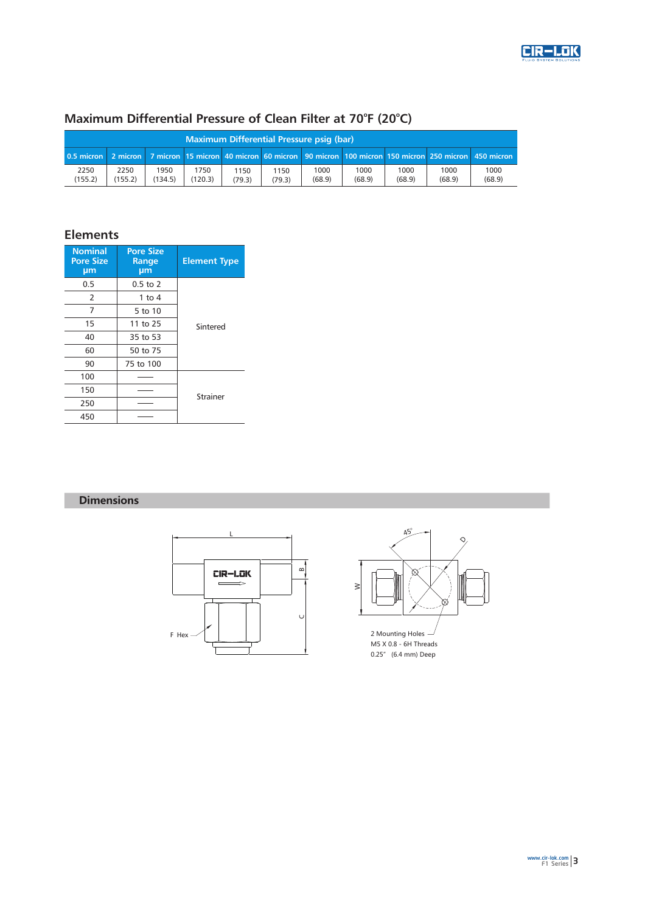## Maximum Differential Pressure of Clean Filter at 70°F (20°C)

| Maximum Differential Pressure psig (bar) | | | | | | | | | | |
|---|---|---|---|---|---|---|---|---|---|---|
| 0.5 micron | 2 micron | 7 micron | 15 micron | 40 micron | 60 micron | 90 micron | 100 micron | 150 micron | 250 micron | 450 micron |
| 2250 (155.2) | 2250 (155.2) | 1950 (134.5) | 1750 (120.3) | 1150 (79.3) | 1150 (79.3) | 1000 (68.9) | 1000 (68.9) | 1000 (68.9) | 1000 (68.9) | 1000 (68.9) |

## Elements

| Nominal Pore Size µm | Pore Size Range µm | Element Type |
|---|---|---|
| 0.5 | 0.5 to 2 | Sintered |
| 2 | 1 to 4 | |
| 7 | 5 to 10 | |
| 15 | 11 to 25 | |
| 40 | 35 to 53 | |
| 60 | 50 to 75 | |
| 90 | 75 to 100 | |
| 100 | —— | Strainer |
| 150 | —— | |
| 250 | —— | |
| 450 | —— | |

## Dimensions

L

B

C

F Hex

45°

D

W

2 Mounting Holes
M5 X 0.8 - 6H Threads
0.25" (6.4 mm) Deep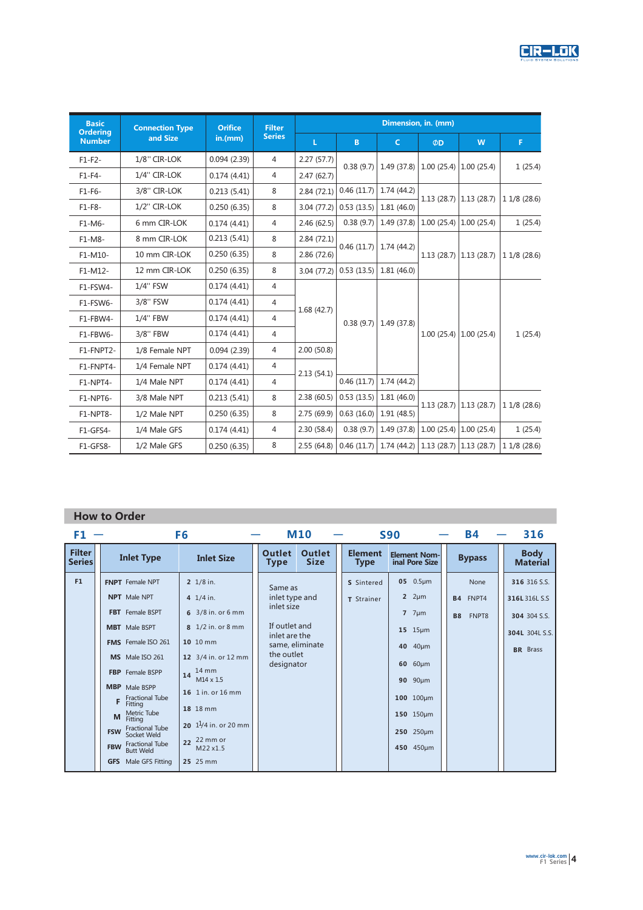| Basic Ordering Number | Connection Type and Size | Orifice in.(mm) | Filter Series | Dimension, in. (mm) | | | | | |
|---|---|---|---|---|---|---|---|---|---|
| | | | | L | B | C | ΦD | W | F |
| F1-F2- | 1/8" CIR-LOK | 0.094 (2.39) | 4 | 2.27 (57.7) | 0.38 (9.7) | 1.49 (37.8) | 1.00 (25.4) | 1.00 (25.4) | 1 (25.4) |
| F1-F4- | 1/4" CIR-LOK | 0.174 (4.41) | 4 | 2.47 (62.7) | 0.38 (9.7) | 1.49 (37.8) | 1.00 (25.4) | 1.00 (25.4) | 1 (25.4) |
| F1-F6- | 3/8" CIR-LOK | 0.213 (5.41) | 8 | 2.84 (72.1) | 0.46 (11.7) | 1.74 (44.2) | 1.13 (28.7) | 1.13 (28.7) | 1 1/8 (28.6) |
| F1-F8- | 1/2" CIR-LOK | 0.250 (6.35) | 8 | 3.04 (77.2) | 0.53 (13.5) | 1.81 (46.0) | 1.13 (28.7) | 1.13 (28.7) | 1 1/8 (28.6) |
| F1-M6- | 6 mm CIR-LOK | 0.174 (4.41) | 4 | 2.46 (62.5) | 0.38 (9.7) | 1.49 (37.8) | 1.00 (25.4) | 1.00 (25.4) | 1 (25.4) |
| F1-M8- | 8 mm CIR-LOK | 0.213 (5.41) | 8 | 2.84 (72.1) | 0.46 (11.7) | 1.74 (44.2) | 1.13 (28.7) | 1.13 (28.7) | 1 1/8 (28.6) |
| F1-M10- | 10 mm CIR-LOK | 0.250 (6.35) | 8 | 2.86 (72.6) | 0.46 (11.7) | 1.74 (44.2) | 1.13 (28.7) | 1.13 (28.7) | 1 1/8 (28.6) |
| F1-M12- | 12 mm CIR-LOK | 0.250 (6.35) | 8 | 3.04 (77.2) | 0.53 (13.5) | 1.81 (46.0) | 1.13 (28.7) | 1.13 (28.7) | 1 1/8 (28.6) |
| F1-FSW4- | 1/4" FSW | 0.174 (4.41) | 4 | 1.68 (42.7) | 0.38 (9.7) | 1.49 (37.8) | 1.00 (25.4) | 1.00 (25.4) | 1 (25.4) |
| F1-FSW6- | 3/8" FSW | 0.174 (4.41) | 4 | 1.68 (42.7) | 0.38 (9.7) | 1.49 (37.8) | 1.00 (25.4) | 1.00 (25.4) | 1 (25.4) |
| F1-FBW4- | 1/4" FBW | 0.174 (4.41) | 4 | 1.68 (42.7) | 0.38 (9.7) | 1.49 (37.8) | 1.00 (25.4) | 1.00 (25.4) | 1 (25.4) |
| F1-FBW6- | 3/8" FBW | 0.174 (4.41) | 4 | 1.68 (42.7) | 0.38 (9.7) | 1.49 (37.8) | 1.00 (25.4) | 1.00 (25.4) | 1 (25.4) |
| F1-FNPT2- | 1/8 Female NPT | 0.094 (2.39) | 4 | 2.00 (50.8) | 0.38 (9.7) | 1.49 (37.8) | 1.00 (25.4) | 1.00 (25.4) | 1 (25.4) |
| F1-FNPT4- | 1/4 Female NPT | 0.174 (4.41) | 4 | 2.13 (54.1) | 0.38 (9.7) | 1.49 (37.8) | 1.00 (25.4) | 1.00 (25.4) | 1 (25.4) |
| F1-NPT4- | 1/4 Male NPT | 0.174 (4.41) | 4 | 2.13 (54.1) | 0.46 (11.7) | 1.74 (44.2) | 1.00 (25.4) | 1.00 (25.4) | 1 (25.4) |
| F1-NPT6- | 3/8 Male NPT | 0.213 (5.41) | 8 | 2.38 (60.5) | 0.53 (13.5) | 1.81 (46.0) | 1.13 (28.7) | 1.13 (28.7) | 1 1/8 (28.6) |
| F1-NPT8- | 1/2 Male NPT | 0.250 (6.35) | 8 | 2.75 (69.9) | 0.63 (16.0) | 1.91 (48.5) | 1.13 (28.7) | 1.13 (28.7) | 1 1/8 (28.6) |
| F1-GFS4- | 1/4 Male GFS | 0.174 (4.41) | 4 | 2.30 (58.4) | 0.38 (9.7) | 1.49 (37.8) | 1.00 (25.4) | 1.00 (25.4) | 1 (25.4) |
| F1-GFS8- | 1/2 Male GFS | 0.250 (6.35) | 8 | 2.55 (64.8) | 0.46 (11.7) | 1.74 (44.2) | 1.13 (28.7) | 1.13 (28.7) | 1 1/8 (28.6) |

## How to Order

**F1 — F6 — M10 — S90 — B4 — 316**

| Filter Series | Inlet Type | Inlet Size | Outlet Type / Outlet Size | Element Type | Element Nominal Pore Size | Bypass | Body Material |
|---|---|---|---|---|---|---|---|
| **F1** | **FNPT** Female NPT | **2** 1/8 in. | Same as inlet type and inlet size | **S** Sintered | **05** 0.5μm | None | **316** 316 S.S. |
| | **NPT** Male NPT | **4** 1/4 in. | If outlet and inlet are the same, eliminate the outlet designator | **T** Strainer | **2** 2μm | **B4** FNPT4 | **316L** 316L S.S |
| | **FBT** Female BSPT | **6** 3/8 in. or 6 mm | | | **7** 7μm | **B8** FNPT8 | **304** 304 S.S. |
| | **MBT** Male BSPT | **8** 1/2 in. or 8 mm | | | **15** 15μm | | **304L** 304L S.S. |
| | **FMS** Female ISO 261 | **10** 10 mm | | | **40** 40μm | | **BR** Brass |
| | **MS** Male ISO 261 | **12** 3/4 in. or 12 mm | | | **60** 60μm | | |
| | **FBP** Female BSPP | **14** 14 mm M14 x 1.5 | | | **90** 90μm | | |
| | **MBP** Male BSPP | **16** 1 in. or 16 mm | | | **100** 100μm | | |
| | **F** Fractional Tube Fitting | **18** 18 mm | | | **150** 150μm | | |
| | **M** Metric Tube Fitting | **20** 1 1/4 in. or 20 mm | | | **250** 250μm | | |
| | **FSW** Fractional Tube Socket Weld | **22** 22 mm or M22 x1.5 | | | **450** 450μm | | |
| | **FBW** Fractional Tube Butt Weld | **25** 25 mm | | | | | |
| | **GFS** Male GFS Fitting | | | | | | |